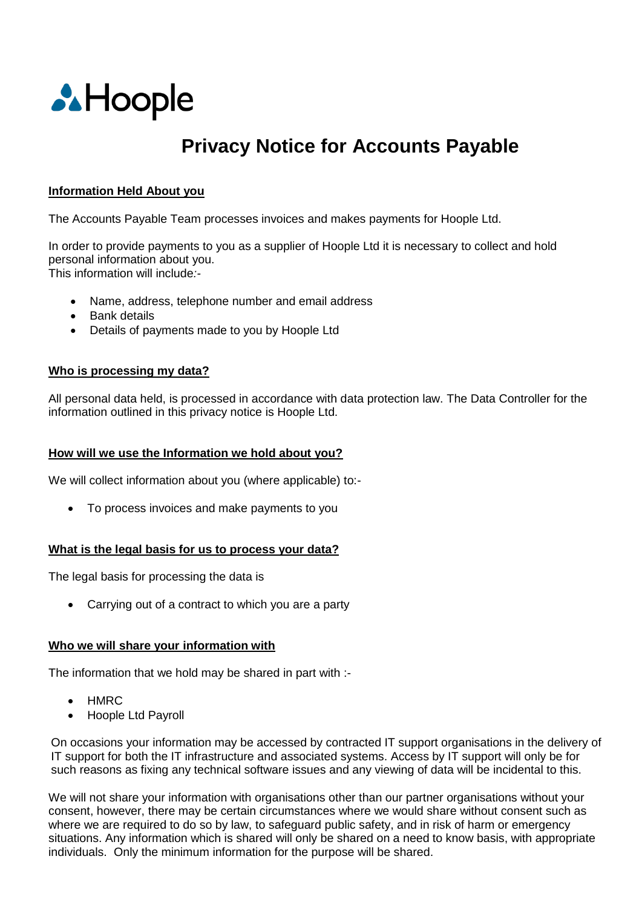Hoople

# Privacy Notice for Accounts Payable

## Information Held About you

The Accounts Payable Team processes invoices and makes payments for Hoople Ltd.

In order to provide payments to you as a supplier of Hoople Ltd it is necessary to collect and hold personal information about you.
This information will include:-

- Name, address, telephone number and email address
- Bank details
- Details of payments made to you by Hoople Ltd

## Who is processing my data?

All personal data held, is processed in accordance with data protection law. The Data Controller for the information outlined in this privacy notice is Hoople Ltd.

## How will we use the Information we hold about you?

We will collect information about you (where applicable) to:-

- To process invoices and make payments to you

## What is the legal basis for us to process your data?

The legal basis for processing the data is

- Carrying out of a contract to which you are a party

## Who we will share your information with

The information that we hold may be shared in part with :-

- HMRC
- Hoople Ltd Payroll

On occasions your information may be accessed by contracted IT support organisations in the delivery of IT support for both the IT infrastructure and associated systems. Access by IT support will only be for such reasons as fixing any technical software issues and any viewing of data will be incidental to this.

We will not share your information with organisations other than our partner organisations without your consent, however, there may be certain circumstances where we would share without consent such as where we are required to do so by law, to safeguard public safety, and in risk of harm or emergency situations. Any information which is shared will only be shared on a need to know basis, with appropriate individuals. Only the minimum information for the purpose will be shared.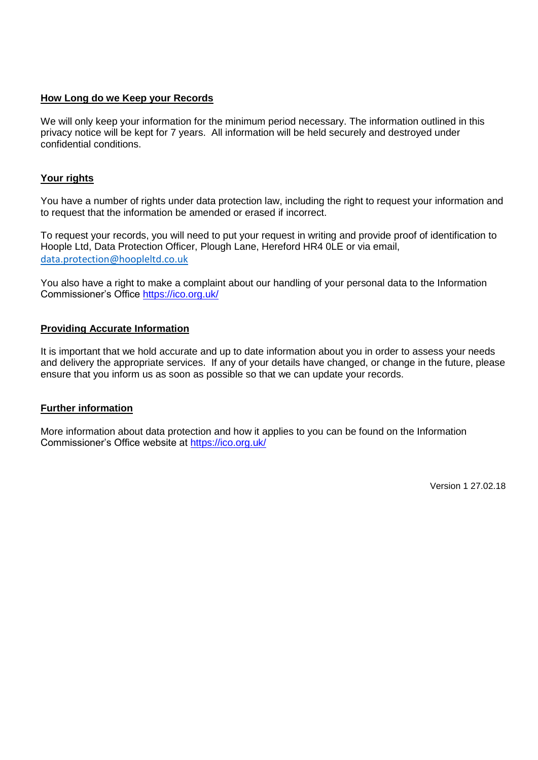## How Long do we Keep your Records

We will only keep your information for the minimum period necessary. The information outlined in this privacy notice will be kept for 7 years. All information will be held securely and destroyed under confidential conditions.

## Your rights

You have a number of rights under data protection law, including the right to request your information and to request that the information be amended or erased if incorrect.

To request your records, you will need to put your request in writing and provide proof of identification to Hoople Ltd, Data Protection Officer, Plough Lane, Hereford HR4 0LE or via email, data.protection@hoopleltd.co.uk

You also have a right to make a complaint about our handling of your personal data to the Information Commissioner's Office https://ico.org.uk/

## Providing Accurate Information

It is important that we hold accurate and up to date information about you in order to assess your needs and delivery the appropriate services. If any of your details have changed, or change in the future, please ensure that you inform us as soon as possible so that we can update your records.

## Further information

More information about data protection and how it applies to you can be found on the Information Commissioner's Office website at https://ico.org.uk/

Version 1 27.02.18